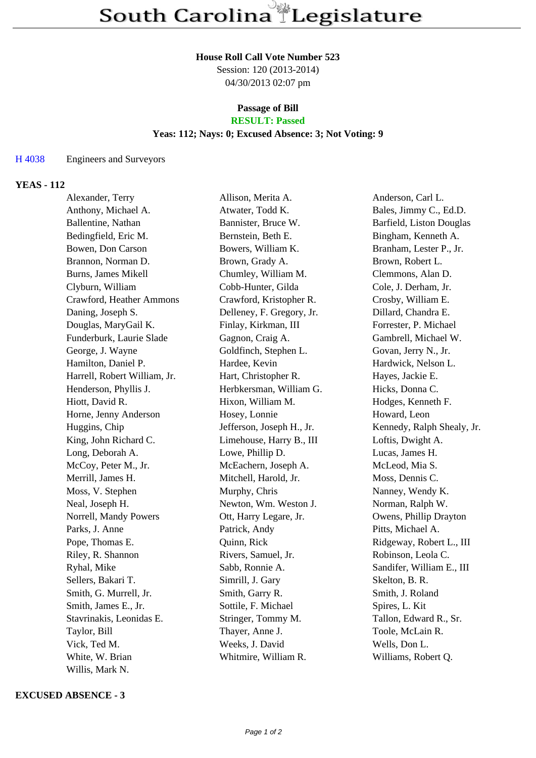# South Carolina Legislature

**House Roll Call Vote Number 523**
Session: 120 (2013-2014)
04/30/2013 02:07 pm

**Passage of Bill**
**RESULT: Passed**
**Yeas: 112; Nays: 0; Excused Absence: 3; Not Voting: 9**

H 4038 Engineers and Surveyors

**YEAS - 112**

| | | |
|---|---|---|
| Alexander, Terry | Allison, Merita A. | Anderson, Carl L. |
| Anthony, Michael A. | Atwater, Todd K. | Bales, Jimmy C., Ed.D. |
| Ballentine, Nathan | Bannister, Bruce W. | Barfield, Liston Douglas |
| Bedingfield, Eric M. | Bernstein, Beth E. | Bingham, Kenneth A. |
| Bowen, Don Carson | Bowers, William K. | Branham, Lester P., Jr. |
| Brannon, Norman D. | Brown, Grady A. | Brown, Robert L. |
| Burns, James Mikell | Chumley, William M. | Clemmons, Alan D. |
| Clyburn, William | Cobb-Hunter, Gilda | Cole, J. Derham, Jr. |
| Crawford, Heather Ammons | Crawford, Kristopher R. | Crosby, William E. |
| Daning, Joseph S. | Delleney, F. Gregory, Jr. | Dillard, Chandra E. |
| Douglas, MaryGail K. | Finlay, Kirkman, III | Forrester, P. Michael |
| Funderburk, Laurie Slade | Gagnon, Craig A. | Gambrell, Michael W. |
| George, J. Wayne | Goldfinch, Stephen L. | Govan, Jerry N., Jr. |
| Hamilton, Daniel P. | Hardee, Kevin | Hardwick, Nelson L. |
| Harrell, Robert William, Jr. | Hart, Christopher R. | Hayes, Jackie E. |
| Henderson, Phyllis J. | Herbkersman, William G. | Hicks, Donna C. |
| Hiott, David R. | Hixon, William M. | Hodges, Kenneth F. |
| Horne, Jenny Anderson | Hosey, Lonnie | Howard, Leon |
| Huggins, Chip | Jefferson, Joseph H., Jr. | Kennedy, Ralph Shealy, Jr. |
| King, John Richard C. | Limehouse, Harry B., III | Loftis, Dwight A. |
| Long, Deborah A. | Lowe, Phillip D. | Lucas, James H. |
| McCoy, Peter M., Jr. | McEachern, Joseph A. | McLeod, Mia S. |
| Merrill, James H. | Mitchell, Harold, Jr. | Moss, Dennis C. |
| Moss, V. Stephen | Murphy, Chris | Nanney, Wendy K. |
| Neal, Joseph H. | Newton, Wm. Weston J. | Norman, Ralph W. |
| Norrell, Mandy Powers | Ott, Harry Legare, Jr. | Owens, Phillip Drayton |
| Parks, J. Anne | Patrick, Andy | Pitts, Michael A. |
| Pope, Thomas E. | Quinn, Rick | Ridgeway, Robert L., III |
| Riley, R. Shannon | Rivers, Samuel, Jr. | Robinson, Leola C. |
| Ryhal, Mike | Sabb, Ronnie A. | Sandifer, William E., III |
| Sellers, Bakari T. | Simrill, J. Gary | Skelton, B. R. |
| Smith, G. Murrell, Jr. | Smith, Garry R. | Smith, J. Roland |
| Smith, James E., Jr. | Sottile, F. Michael | Spires, L. Kit |
| Stavrinakis, Leonidas E. | Stringer, Tommy M. | Tallon, Edward R., Sr. |
| Taylor, Bill | Thayer, Anne J. | Toole, McLain R. |
| Vick, Ted M. | Weeks, J. David | Wells, Don L. |
| White, W. Brian | Whitmire, William R. | Williams, Robert Q. |
| Willis, Mark N. | | |

**EXCUSED ABSENCE - 3**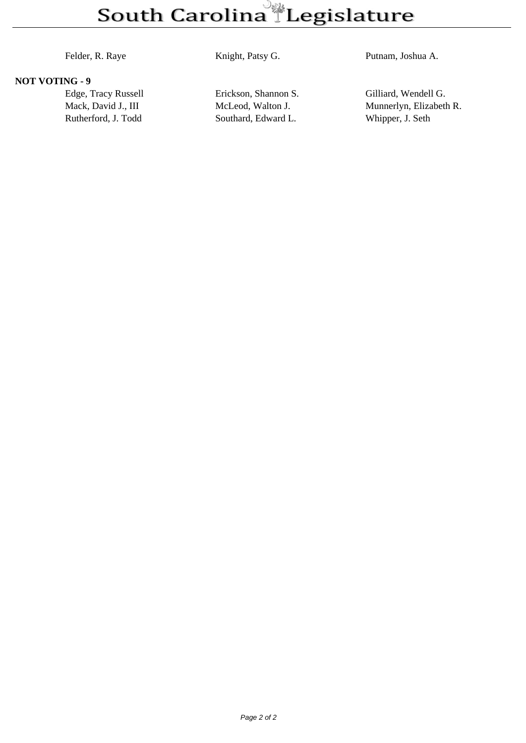| | | |
|---|---|---|
| Felder, R. Raye | Knight, Patsy G. | Putnam, Joshua A. |

**NOT VOTING - 9**

| | | |
|---|---|---|
| Edge, Tracy Russell | Erickson, Shannon S. | Gilliard, Wendell G. |
| Mack, David J., III | McLeod, Walton J. | Munnerlyn, Elizabeth R. |
| Rutherford, J. Todd | Southard, Edward L. | Whipper, J. Seth |